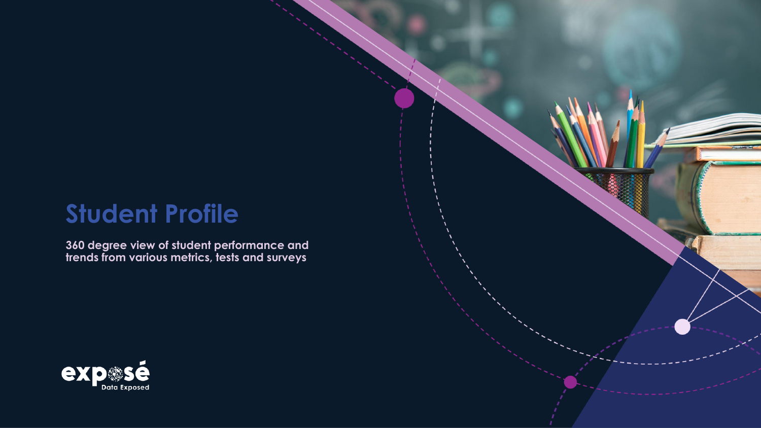# Student Profile

**360 degree view of student performance and trends from various metrics, tests and surveys**

exposé
Data Exposed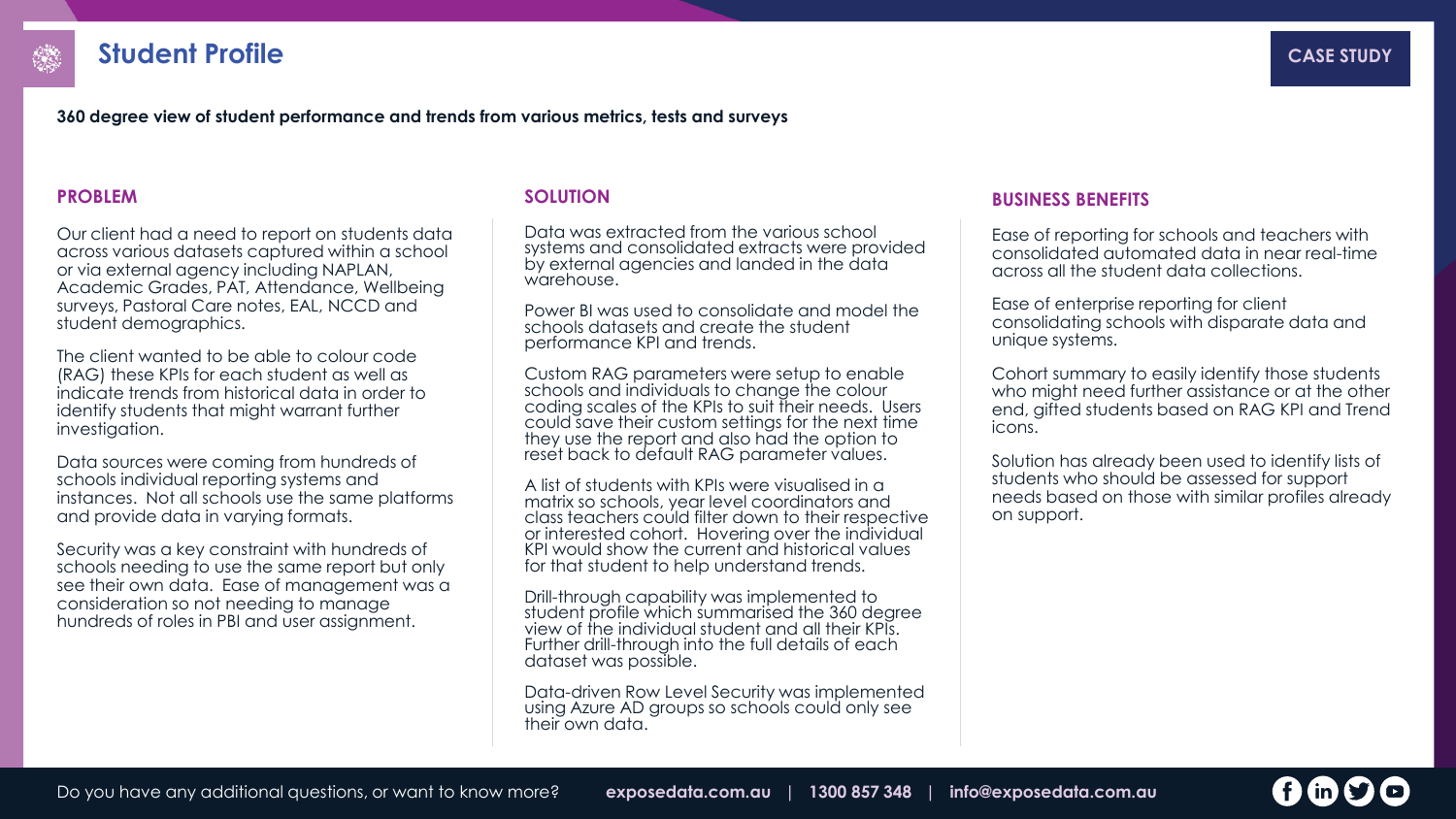# Student Profile

CASE STUDY

**360 degree view of student performance and trends from various metrics, tests and surveys**

## PROBLEM

Our client had a need to report on students data across various datasets captured within a school or via external agency including NAPLAN, Academic Grades, PAT, Attendance, Wellbeing surveys, Pastoral Care notes, EAL, NCCD and student demographics.

The client wanted to be able to colour code (RAG) these KPIs for each student as well as indicate trends from historical data in order to identify students that might warrant further investigation.

Data sources were coming from hundreds of schools individual reporting systems and instances. Not all schools use the same platforms and provide data in varying formats.

Security was a key constraint with hundreds of schools needing to use the same report but only see their own data. Ease of management was a consideration so not needing to manage hundreds of roles in PBI and user assignment.

## SOLUTION

Data was extracted from the various school systems and consolidated extracts were provided by external agencies and landed in the data warehouse.

Power BI was used to consolidate and model the schools datasets and create the student performance KPI and trends.

Custom RAG parameters were setup to enable schools and individuals to change the colour coding scales of the KPIs to suit their needs. Users could save their custom settings for the next time they use the report and also had the option to reset back to default RAG parameter values.

A list of students with KPIs were visualised in a matrix so schools, year level coordinators and class teachers could filter down to their respective or interested cohort. Hovering over the individual KPI would show the current and historical values for that student to help understand trends.

Drill-through capability was implemented to student profile which summarised the 360 degree view of the individual student and all their KPIs. Further drill-through into the full details of each dataset was possible.

Data-driven Row Level Security was implemented using Azure AD groups so schools could only see their own data.

## BUSINESS BENEFITS

Ease of reporting for schools and teachers with consolidated automated data in near real-time across all the student data collections.

Ease of enterprise reporting for client consolidating schools with disparate data and unique systems.

Cohort summary to easily identify those students who might need further assistance or at the other end, gifted students based on RAG KPI and Trend icons.

Solution has already been used to identify lists of students who should be assessed for support needs based on those with similar profiles already on support.

Do you have any additional questions, or want to know more? **exposedata.com.au** | **1300 857 348** | **info@exposedata.com.au**